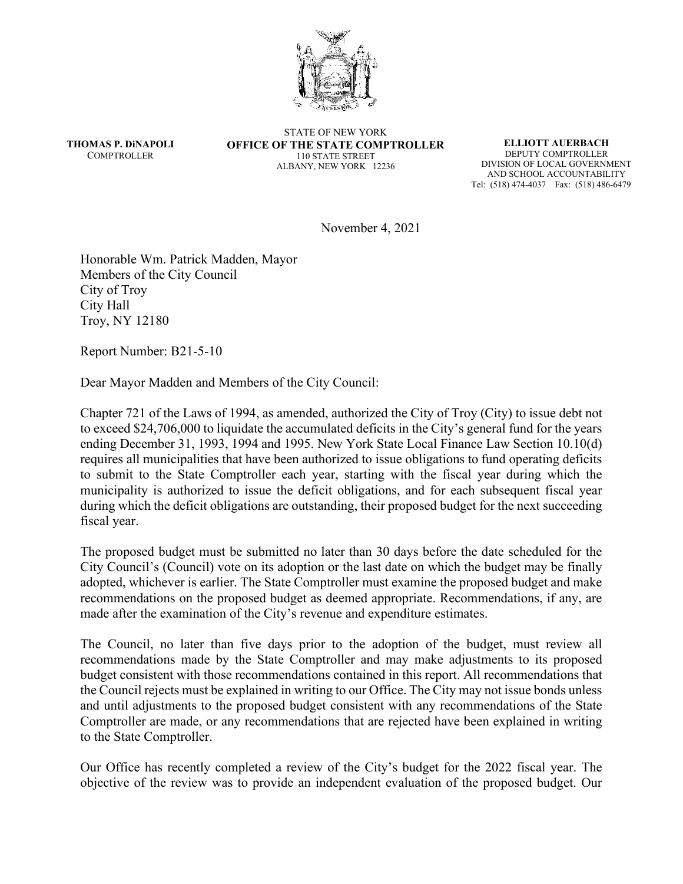**THOMAS P. DiNAPOLI**
COMPTROLLER

STATE OF NEW YORK
**OFFICE OF THE STATE COMPTROLLER**
110 STATE STREET
ALBANY, NEW YORK 12236

**ELLIOTT AUERBACH**
DEPUTY COMPTROLLER
DIVISION OF LOCAL GOVERNMENT
AND SCHOOL ACCOUNTABILITY
Tel: (518) 474-4037 Fax: (518) 486-6479

November 4, 2021

Honorable Wm. Patrick Madden, Mayor
Members of the City Council
City of Troy
City Hall
Troy, NY 12180

Report Number: B21-5-10

Dear Mayor Madden and Members of the City Council:

Chapter 721 of the Laws of 1994, as amended, authorized the City of Troy (City) to issue debt not to exceed $24,706,000 to liquidate the accumulated deficits in the City's general fund for the years ending December 31, 1993, 1994 and 1995. New York State Local Finance Law Section 10.10(d) requires all municipalities that have been authorized to issue obligations to fund operating deficits to submit to the State Comptroller each year, starting with the fiscal year during which the municipality is authorized to issue the deficit obligations, and for each subsequent fiscal year during which the deficit obligations are outstanding, their proposed budget for the next succeeding fiscal year.

The proposed budget must be submitted no later than 30 days before the date scheduled for the City Council's (Council) vote on its adoption or the last date on which the budget may be finally adopted, whichever is earlier. The State Comptroller must examine the proposed budget and make recommendations on the proposed budget as deemed appropriate. Recommendations, if any, are made after the examination of the City's revenue and expenditure estimates.

The Council, no later than five days prior to the adoption of the budget, must review all recommendations made by the State Comptroller and may make adjustments to its proposed budget consistent with those recommendations contained in this report. All recommendations that the Council rejects must be explained in writing to our Office. The City may not issue bonds unless and until adjustments to the proposed budget consistent with any recommendations of the State Comptroller are made, or any recommendations that are rejected have been explained in writing to the State Comptroller.

Our Office has recently completed a review of the City's budget for the 2022 fiscal year. The objective of the review was to provide an independent evaluation of the proposed budget. Our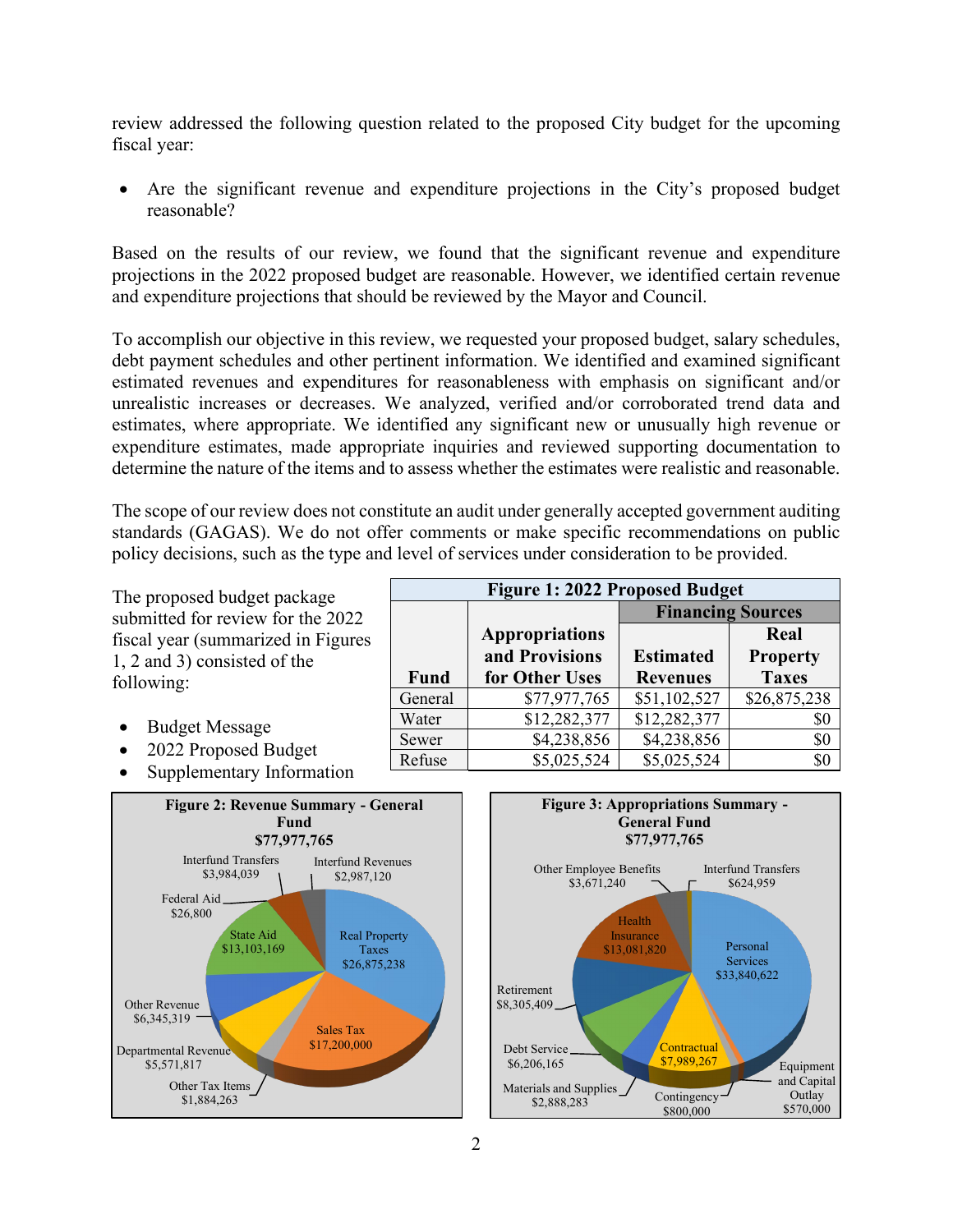review addressed the following question related to the proposed City budget for the upcoming fiscal year:

- Are the significant revenue and expenditure projections in the City's proposed budget reasonable?

Based on the results of our review, we found that the significant revenue and expenditure projections in the 2022 proposed budget are reasonable. However, we identified certain revenue and expenditure projections that should be reviewed by the Mayor and Council.

To accomplish our objective in this review, we requested your proposed budget, salary schedules, debt payment schedules and other pertinent information. We identified and examined significant estimated revenues and expenditures for reasonableness with emphasis on significant and/or unrealistic increases or decreases. We analyzed, verified and/or corroborated trend data and estimates, where appropriate. We identified any significant new or unusually high revenue or expenditure estimates, made appropriate inquiries and reviewed supporting documentation to determine the nature of the items and to assess whether the estimates were realistic and reasonable.

The scope of our review does not constitute an audit under generally accepted government auditing standards (GAGAS). We do not offer comments or make specific recommendations on public policy decisions, such as the type and level of services under consideration to be provided.

The proposed budget package submitted for review for the 2022 fiscal year (summarized in Figures 1, 2 and 3) consisted of the following:

- Budget Message
- 2022 Proposed Budget
- Supplementary Information

**Figure 1: 2022 Proposed Budget**

| Fund | Appropriations and Provisions for Other Uses | Financing Sources | |
|---|---|---|---|
| | | Estimated Revenues | Real Property Taxes |
| General | $77,977,765 | $51,102,527 | $26,875,238 |
| Water | $12,282,377 | $12,282,377 | $0 |
| Sewer | $4,238,856 | $4,238,856 | $0 |
| Refuse | $5,025,524 | $5,025,524 | $0 |

**Figure 2: Revenue Summary - General Fund $77,977,765**

| Revenue | Amount |
|---|---|
| Real Property Taxes | $26,875,238 |
| Sales Tax | $17,200,000 |
| Other Tax Items | $1,884,263 |
| Departmental Revenue | $5,571,817 |
| Other Revenue | $6,345,319 |
| State Aid | $13,103,169 |
| Federal Aid | $26,800 |
| Interfund Transfers | $3,984,039 |
| Interfund Revenues | $2,987,120 |

**Figure 3: Appropriations Summary - General Fund $77,977,765**

| Appropriation | Amount |
|---|---|
| Personal Services | $33,840,622 |
| Equipment and Capital Outlay | $570,000 |
| Contingency | $800,000 |
| Contractual | $7,989,267 |
| Materials and Supplies | $2,888,283 |
| Debt Service | $6,206,165 |
| Retirement | $8,305,409 |
| Health Insurance | $13,081,820 |
| Other Employee Benefits | $3,671,240 |
| Interfund Transfers | $624,959 |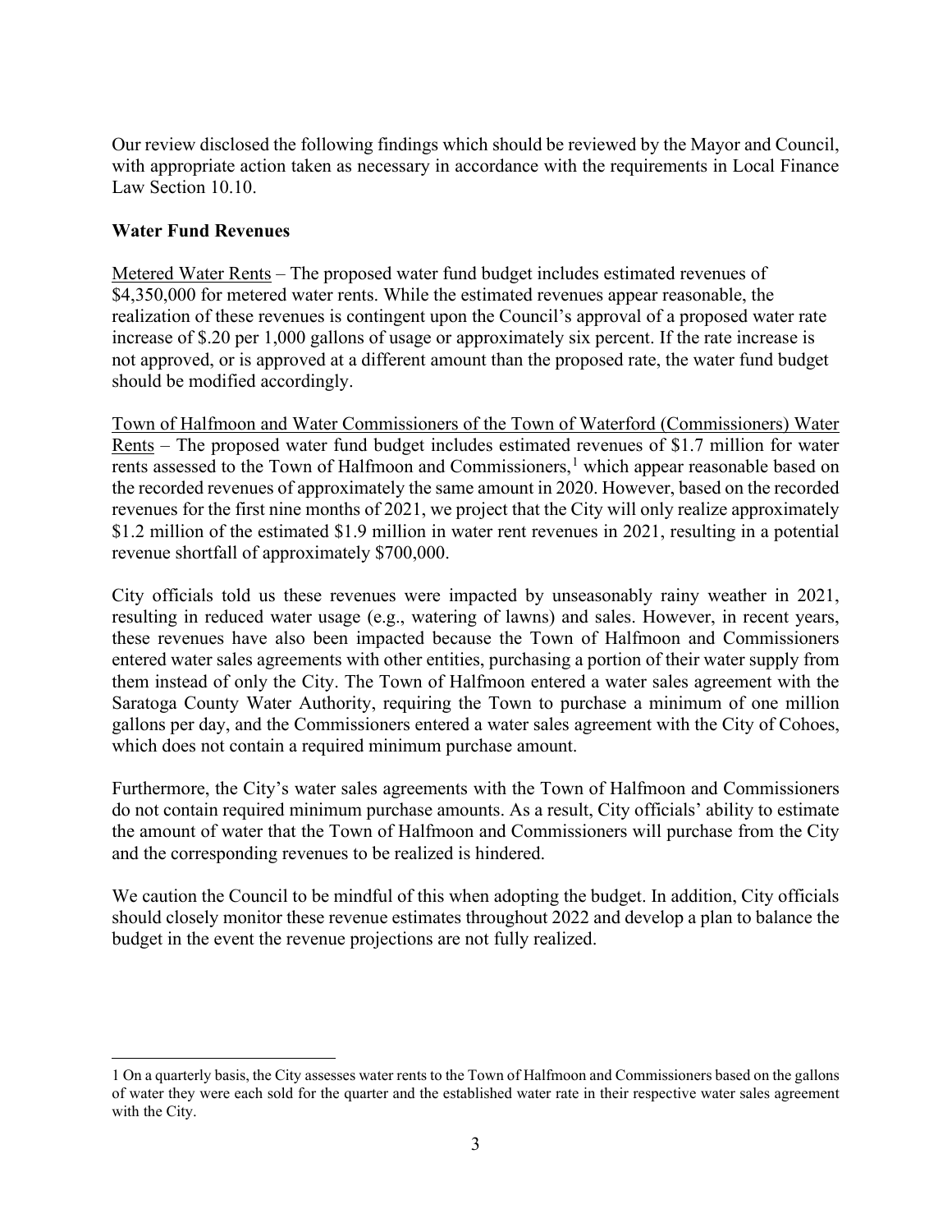Our review disclosed the following findings which should be reviewed by the Mayor and Council, with appropriate action taken as necessary in accordance with the requirements in Local Finance Law Section 10.10.

**Water Fund Revenues**

Metered Water Rents – The proposed water fund budget includes estimated revenues of $4,350,000 for metered water rents. While the estimated revenues appear reasonable, the realization of these revenues is contingent upon the Council's approval of a proposed water rate increase of $.20 per 1,000 gallons of usage or approximately six percent. If the rate increase is not approved, or is approved at a different amount than the proposed rate, the water fund budget should be modified accordingly.

Town of Halfmoon and Water Commissioners of the Town of Waterford (Commissioners) Water Rents – The proposed water fund budget includes estimated revenues of $1.7 million for water rents assessed to the Town of Halfmoon and Commissioners,[1] which appear reasonable based on the recorded revenues of approximately the same amount in 2020. However, based on the recorded revenues for the first nine months of 2021, we project that the City will only realize approximately $1.2 million of the estimated $1.9 million in water rent revenues in 2021, resulting in a potential revenue shortfall of approximately $700,000.

City officials told us these revenues were impacted by unseasonably rainy weather in 2021, resulting in reduced water usage (e.g., watering of lawns) and sales. However, in recent years, these revenues have also been impacted because the Town of Halfmoon and Commissioners entered water sales agreements with other entities, purchasing a portion of their water supply from them instead of only the City. The Town of Halfmoon entered a water sales agreement with the Saratoga County Water Authority, requiring the Town to purchase a minimum of one million gallons per day, and the Commissioners entered a water sales agreement with the City of Cohoes, which does not contain a required minimum purchase amount.

Furthermore, the City's water sales agreements with the Town of Halfmoon and Commissioners do not contain required minimum purchase amounts. As a result, City officials' ability to estimate the amount of water that the Town of Halfmoon and Commissioners will purchase from the City and the corresponding revenues to be realized is hindered.

We caution the Council to be mindful of this when adopting the budget. In addition, City officials should closely monitor these revenue estimates throughout 2022 and develop a plan to balance the budget in the event the revenue projections are not fully realized.

---

[1] On a quarterly basis, the City assesses water rents to the Town of Halfmoon and Commissioners based on the gallons of water they were each sold for the quarter and the established water rate in their respective water sales agreement with the City.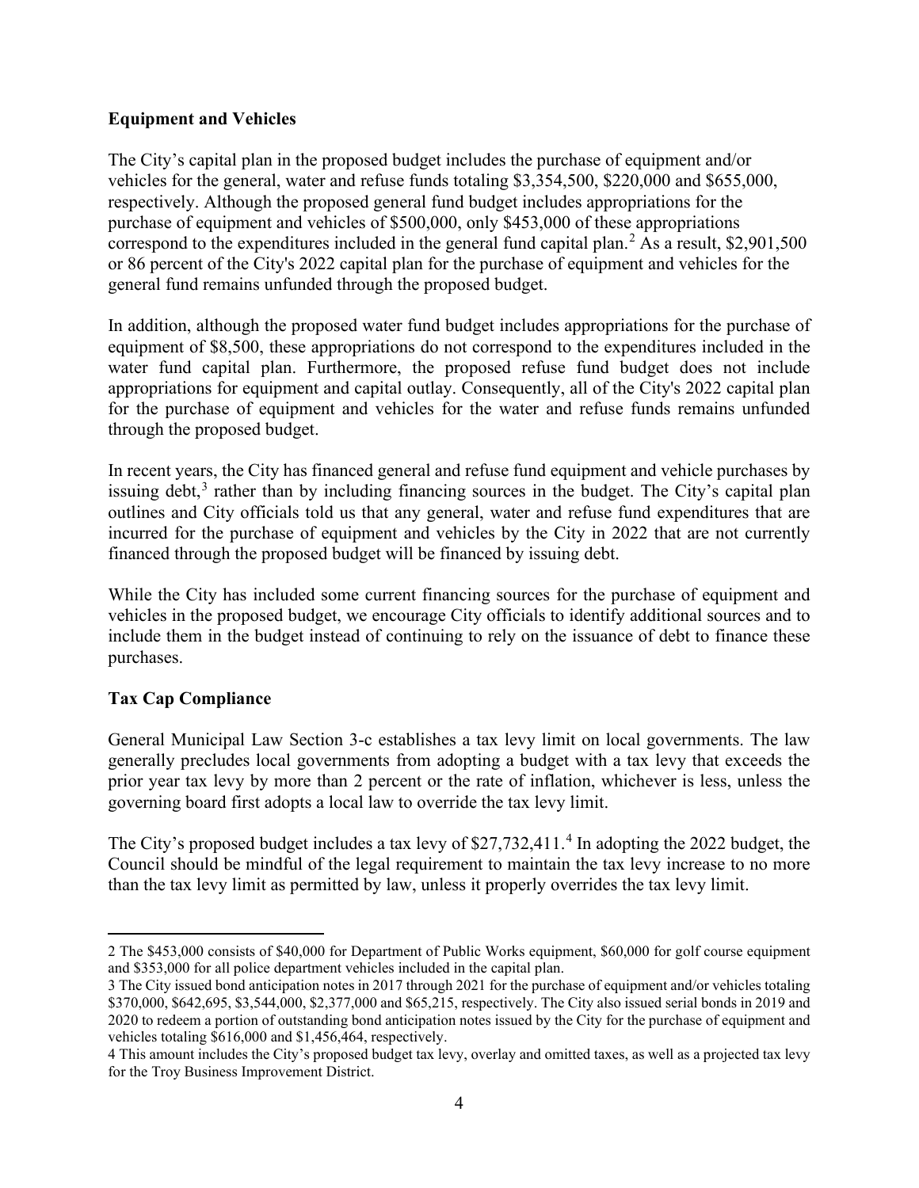**Equipment and Vehicles**

The City's capital plan in the proposed budget includes the purchase of equipment and/or vehicles for the general, water and refuse funds totaling $3,354,500, $220,000 and $655,000, respectively. Although the proposed general fund budget includes appropriations for the purchase of equipment and vehicles of $500,000, only $453,000 of these appropriations correspond to the expenditures included in the general fund capital plan.[2] As a result, $2,901,500 or 86 percent of the City's 2022 capital plan for the purchase of equipment and vehicles for the general fund remains unfunded through the proposed budget.

In addition, although the proposed water fund budget includes appropriations for the purchase of equipment of $8,500, these appropriations do not correspond to the expenditures included in the water fund capital plan. Furthermore, the proposed refuse fund budget does not include appropriations for equipment and capital outlay. Consequently, all of the City's 2022 capital plan for the purchase of equipment and vehicles for the water and refuse funds remains unfunded through the proposed budget.

In recent years, the City has financed general and refuse fund equipment and vehicle purchases by issuing debt,[3] rather than by including financing sources in the budget. The City's capital plan outlines and City officials told us that any general, water and refuse fund expenditures that are incurred for the purchase of equipment and vehicles by the City in 2022 that are not currently financed through the proposed budget will be financed by issuing debt.

While the City has included some current financing sources for the purchase of equipment and vehicles in the proposed budget, we encourage City officials to identify additional sources and to include them in the budget instead of continuing to rely on the issuance of debt to finance these purchases.

**Tax Cap Compliance**

General Municipal Law Section 3-c establishes a tax levy limit on local governments. The law generally precludes local governments from adopting a budget with a tax levy that exceeds the prior year tax levy by more than 2 percent or the rate of inflation, whichever is less, unless the governing board first adopts a local law to override the tax levy limit.

The City's proposed budget includes a tax levy of $27,732,411.[4] In adopting the 2022 budget, the Council should be mindful of the legal requirement to maintain the tax levy increase to no more than the tax levy limit as permitted by law, unless it properly overrides the tax levy limit.

---

2 The $453,000 consists of $40,000 for Department of Public Works equipment, $60,000 for golf course equipment and $353,000 for all police department vehicles included in the capital plan.

3 The City issued bond anticipation notes in 2017 through 2021 for the purchase of equipment and/or vehicles totaling $370,000, $642,695, $3,544,000, $2,377,000 and $65,215, respectively. The City also issued serial bonds in 2019 and 2020 to redeem a portion of outstanding bond anticipation notes issued by the City for the purchase of equipment and vehicles totaling $616,000 and $1,456,464, respectively.

4 This amount includes the City's proposed budget tax levy, overlay and omitted taxes, as well as a projected tax levy for the Troy Business Improvement District.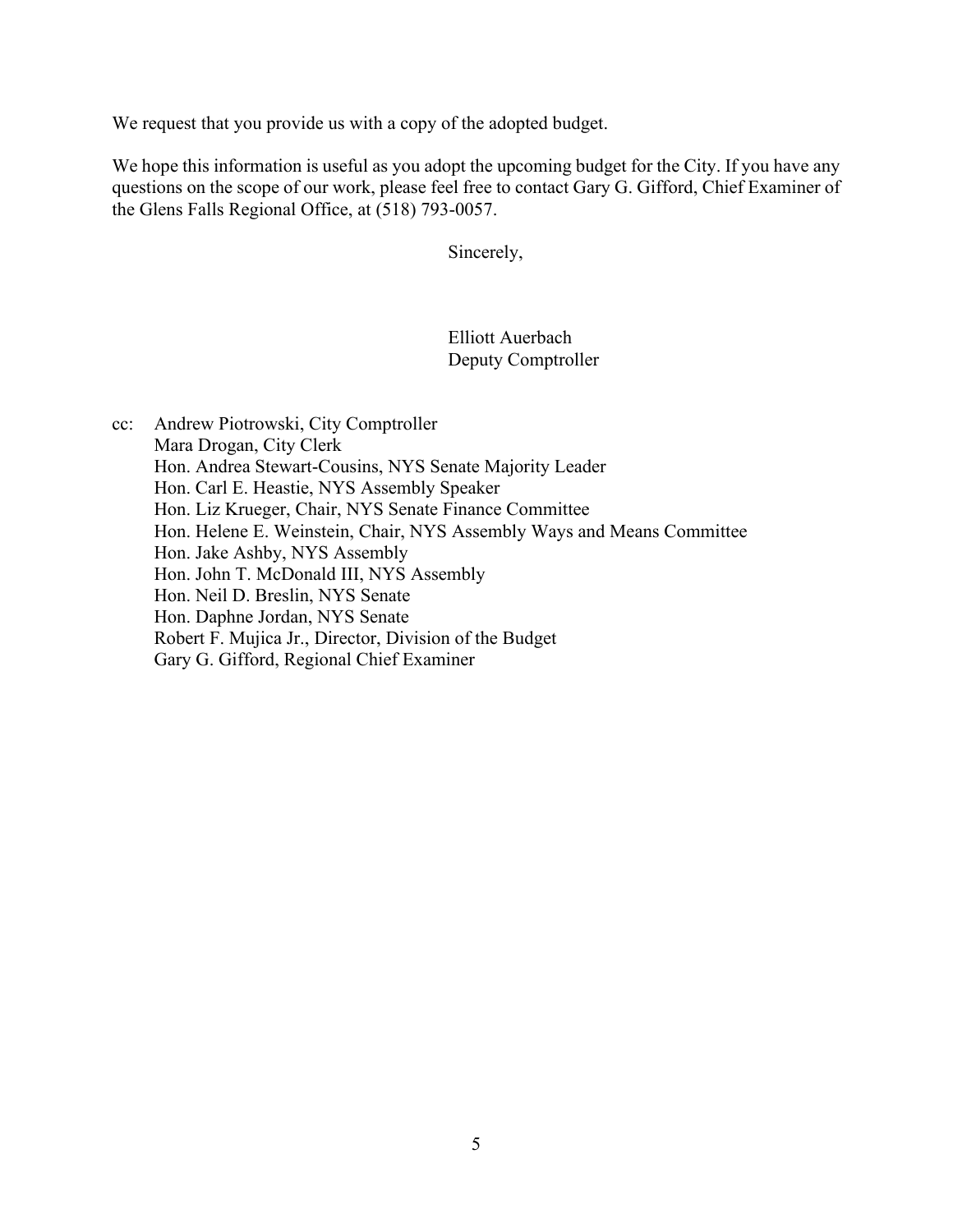We request that you provide us with a copy of the adopted budget.

We hope this information is useful as you adopt the upcoming budget for the City. If you have any questions on the scope of our work, please feel free to contact Gary G. Gifford, Chief Examiner of the Glens Falls Regional Office, at (518) 793-0057.

Sincerely,

Elliott Auerbach
Deputy Comptroller

cc: Andrew Piotrowski, City Comptroller
Mara Drogan, City Clerk
Hon. Andrea Stewart-Cousins, NYS Senate Majority Leader
Hon. Carl E. Heastie, NYS Assembly Speaker
Hon. Liz Krueger, Chair, NYS Senate Finance Committee
Hon. Helene E. Weinstein, Chair, NYS Assembly Ways and Means Committee
Hon. Jake Ashby, NYS Assembly
Hon. John T. McDonald III, NYS Assembly
Hon. Neil D. Breslin, NYS Senate
Hon. Daphne Jordan, NYS Senate
Robert F. Mujica Jr., Director, Division of the Budget
Gary G. Gifford, Regional Chief Examiner